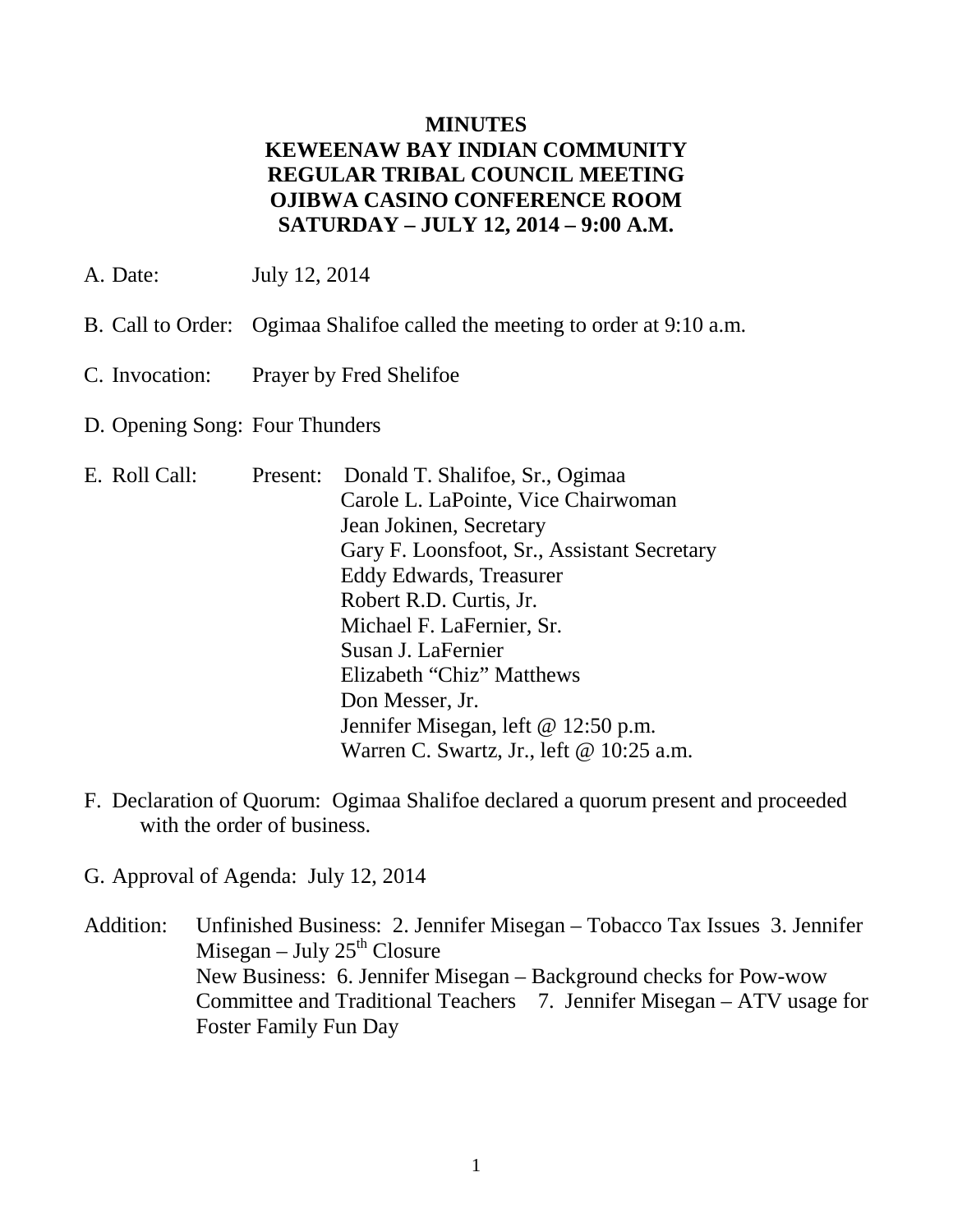**MINUTES**
**KEWEENAW BAY INDIAN COMMUNITY**
**REGULAR TRIBAL COUNCIL MEETING**
**OJIBWA CASINO CONFERENCE ROOM**
**SATURDAY – JULY 12, 2014 – 9:00 A.M.**

A. Date: July 12, 2014

B. Call to Order: Ogimaa Shalifoe called the meeting to order at 9:10 a.m.

C. Invocation: Prayer by Fred Shelifoe

D. Opening Song: Four Thunders

E. Roll Call: Present: Donald T. Shalifoe, Sr., Ogimaa
Carole L. LaPointe, Vice Chairwoman
Jean Jokinen, Secretary
Gary F. Loonsfoot, Sr., Assistant Secretary
Eddy Edwards, Treasurer
Robert R.D. Curtis, Jr.
Michael F. LaFernier, Sr.
Susan J. LaFernier
Elizabeth "Chiz" Matthews
Don Messer, Jr.
Jennifer Misegan, left @ 12:50 p.m.
Warren C. Swartz, Jr., left @ 10:25 a.m.

F. Declaration of Quorum: Ogimaa Shalifoe declared a quorum present and proceeded with the order of business.

G. Approval of Agenda: July 12, 2014

Addition: Unfinished Business: 2. Jennifer Misegan – Tobacco Tax Issues 3. Jennifer Misegan – July 25th Closure
New Business: 6. Jennifer Misegan – Background checks for Pow-wow Committee and Traditional Teachers 7. Jennifer Misegan – ATV usage for Foster Family Fun Day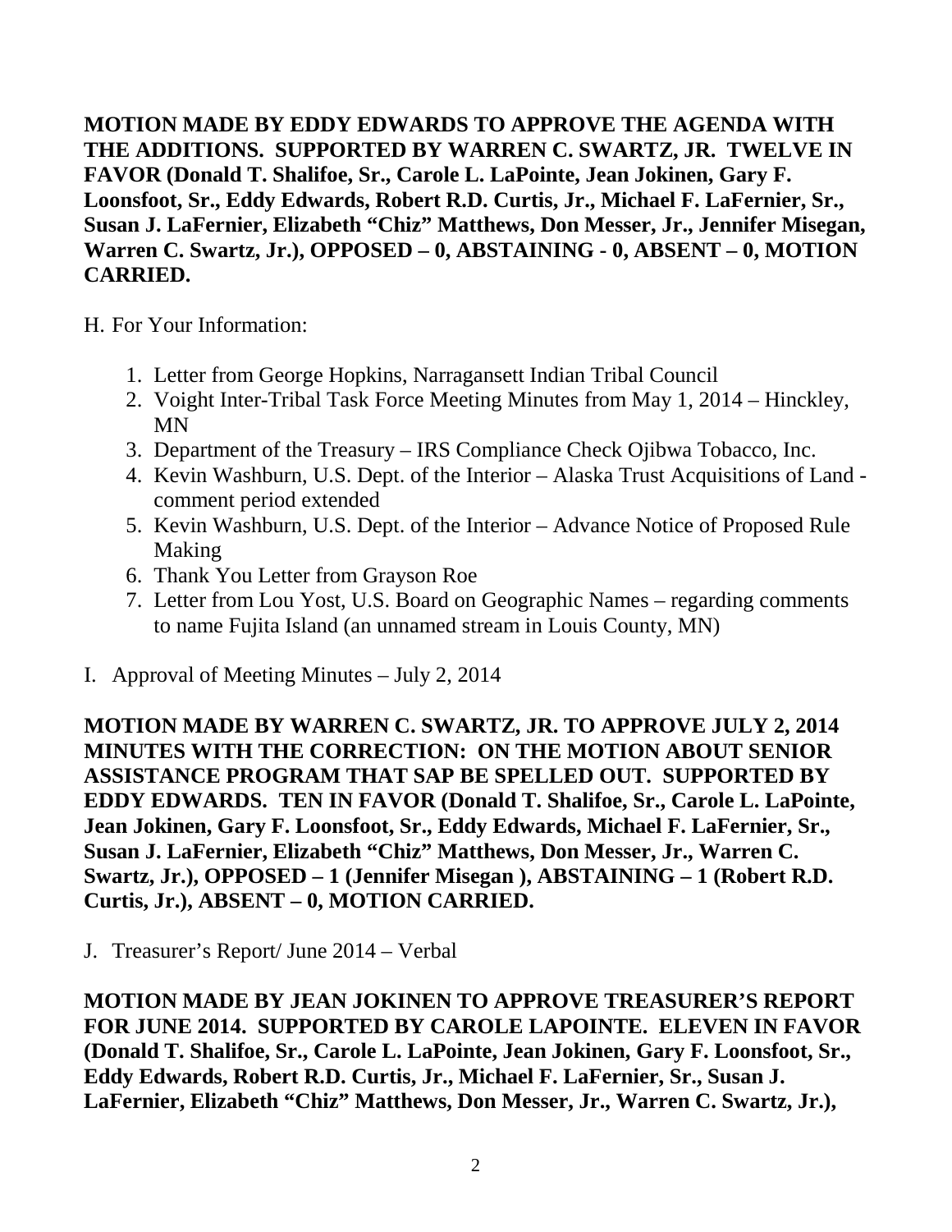**MOTION MADE BY EDDY EDWARDS TO APPROVE THE AGENDA WITH THE ADDITIONS. SUPPORTED BY WARREN C. SWARTZ, JR. TWELVE IN FAVOR (Donald T. Shalifoe, Sr., Carole L. LaPointe, Jean Jokinen, Gary F. Loonsfoot, Sr., Eddy Edwards, Robert R.D. Curtis, Jr., Michael F. LaFernier, Sr., Susan J. LaFernier, Elizabeth "Chiz" Matthews, Don Messer, Jr., Jennifer Misegan, Warren C. Swartz, Jr.), OPPOSED – 0, ABSTAINING - 0, ABSENT – 0, MOTION CARRIED.**

H. For Your Information:

1. Letter from George Hopkins, Narragansett Indian Tribal Council
2. Voight Inter-Tribal Task Force Meeting Minutes from May 1, 2014 – Hinckley, MN
3. Department of the Treasury – IRS Compliance Check Ojibwa Tobacco, Inc.
4. Kevin Washburn, U.S. Dept. of the Interior – Alaska Trust Acquisitions of Land - comment period extended
5. Kevin Washburn, U.S. Dept. of the Interior – Advance Notice of Proposed Rule Making
6. Thank You Letter from Grayson Roe
7. Letter from Lou Yost, U.S. Board on Geographic Names – regarding comments to name Fujita Island (an unnamed stream in Louis County, MN)

I. Approval of Meeting Minutes – July 2, 2014

**MOTION MADE BY WARREN C. SWARTZ, JR. TO APPROVE JULY 2, 2014 MINUTES WITH THE CORRECTION: ON THE MOTION ABOUT SENIOR ASSISTANCE PROGRAM THAT SAP BE SPELLED OUT. SUPPORTED BY EDDY EDWARDS. TEN IN FAVOR (Donald T. Shalifoe, Sr., Carole L. LaPointe, Jean Jokinen, Gary F. Loonsfoot, Sr., Eddy Edwards, Michael F. LaFernier, Sr., Susan J. LaFernier, Elizabeth "Chiz" Matthews, Don Messer, Jr., Warren C. Swartz, Jr.), OPPOSED – 1 (Jennifer Misegan ), ABSTAINING – 1 (Robert R.D. Curtis, Jr.), ABSENT – 0, MOTION CARRIED.**

J. Treasurer's Report/ June 2014 – Verbal

**MOTION MADE BY JEAN JOKINEN TO APPROVE TREASURER'S REPORT FOR JUNE 2014. SUPPORTED BY CAROLE LAPOINTE. ELEVEN IN FAVOR (Donald T. Shalifoe, Sr., Carole L. LaPointe, Jean Jokinen, Gary F. Loonsfoot, Sr., Eddy Edwards, Robert R.D. Curtis, Jr., Michael F. LaFernier, Sr., Susan J. LaFernier, Elizabeth "Chiz" Matthews, Don Messer, Jr., Warren C. Swartz, Jr.),**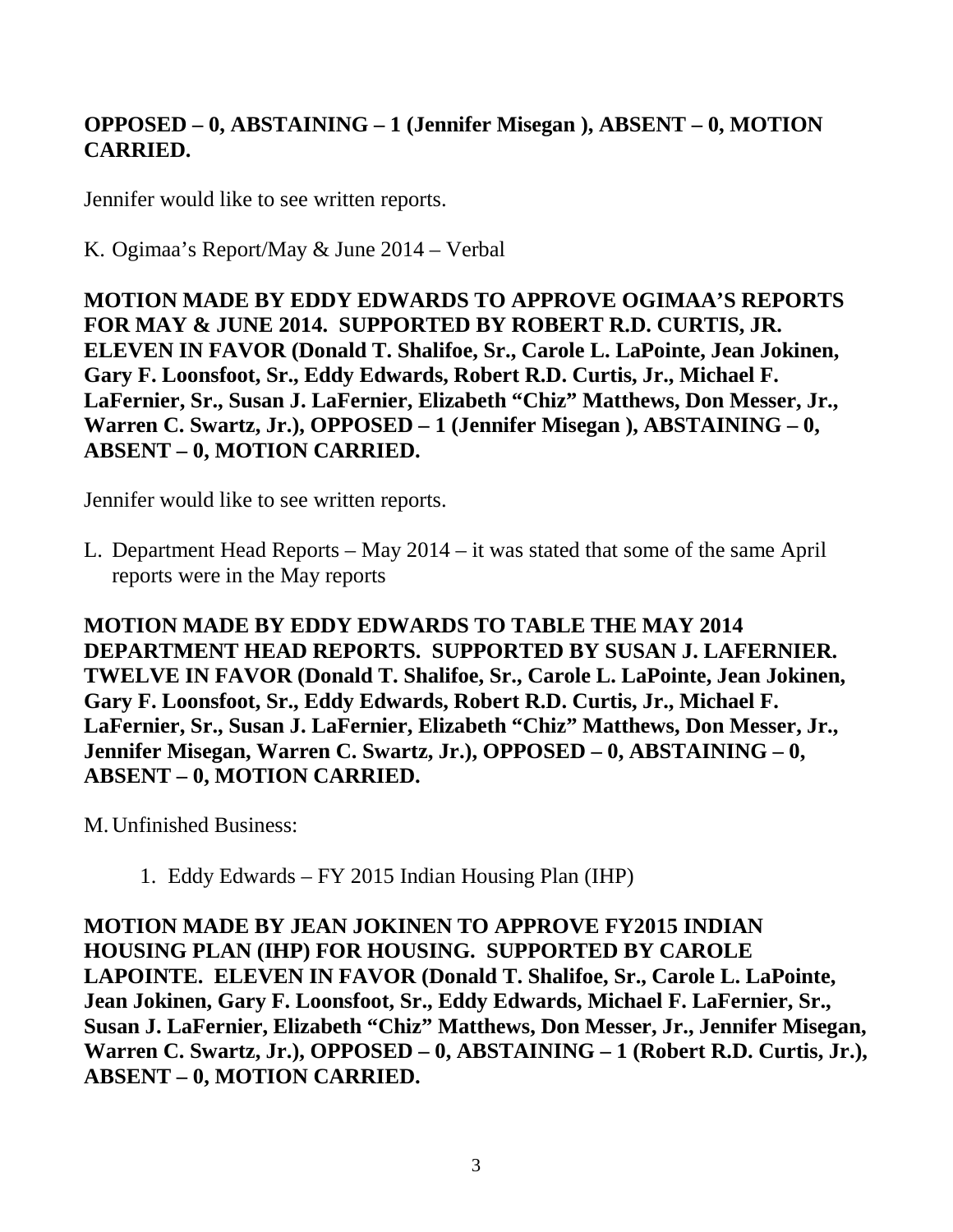**OPPOSED – 0, ABSTAINING – 1 (Jennifer Misegan ), ABSENT – 0, MOTION CARRIED.**

Jennifer would like to see written reports.

K. Ogimaa's Report/May & June 2014 – Verbal

**MOTION MADE BY EDDY EDWARDS TO APPROVE OGIMAA'S REPORTS FOR MAY & JUNE 2014. SUPPORTED BY ROBERT R.D. CURTIS, JR. ELEVEN IN FAVOR (Donald T. Shalifoe, Sr., Carole L. LaPointe, Jean Jokinen, Gary F. Loonsfoot, Sr., Eddy Edwards, Robert R.D. Curtis, Jr., Michael F. LaFernier, Sr., Susan J. LaFernier, Elizabeth "Chiz" Matthews, Don Messer, Jr., Warren C. Swartz, Jr.), OPPOSED – 1 (Jennifer Misegan ), ABSTAINING – 0, ABSENT – 0, MOTION CARRIED.**

Jennifer would like to see written reports.

L. Department Head Reports – May 2014 – it was stated that some of the same April reports were in the May reports

**MOTION MADE BY EDDY EDWARDS TO TABLE THE MAY 2014 DEPARTMENT HEAD REPORTS. SUPPORTED BY SUSAN J. LAFERNIER. TWELVE IN FAVOR (Donald T. Shalifoe, Sr., Carole L. LaPointe, Jean Jokinen, Gary F. Loonsfoot, Sr., Eddy Edwards, Robert R.D. Curtis, Jr., Michael F. LaFernier, Sr., Susan J. LaFernier, Elizabeth "Chiz" Matthews, Don Messer, Jr., Jennifer Misegan, Warren C. Swartz, Jr.), OPPOSED – 0, ABSTAINING – 0, ABSENT – 0, MOTION CARRIED.**

M. Unfinished Business:

1. Eddy Edwards – FY 2015 Indian Housing Plan (IHP)

**MOTION MADE BY JEAN JOKINEN TO APPROVE FY2015 INDIAN HOUSING PLAN (IHP) FOR HOUSING. SUPPORTED BY CAROLE LAPOINTE. ELEVEN IN FAVOR (Donald T. Shalifoe, Sr., Carole L. LaPointe, Jean Jokinen, Gary F. Loonsfoot, Sr., Eddy Edwards, Michael F. LaFernier, Sr., Susan J. LaFernier, Elizabeth "Chiz" Matthews, Don Messer, Jr., Jennifer Misegan, Warren C. Swartz, Jr.), OPPOSED – 0, ABSTAINING – 1 (Robert R.D. Curtis, Jr.), ABSENT – 0, MOTION CARRIED.**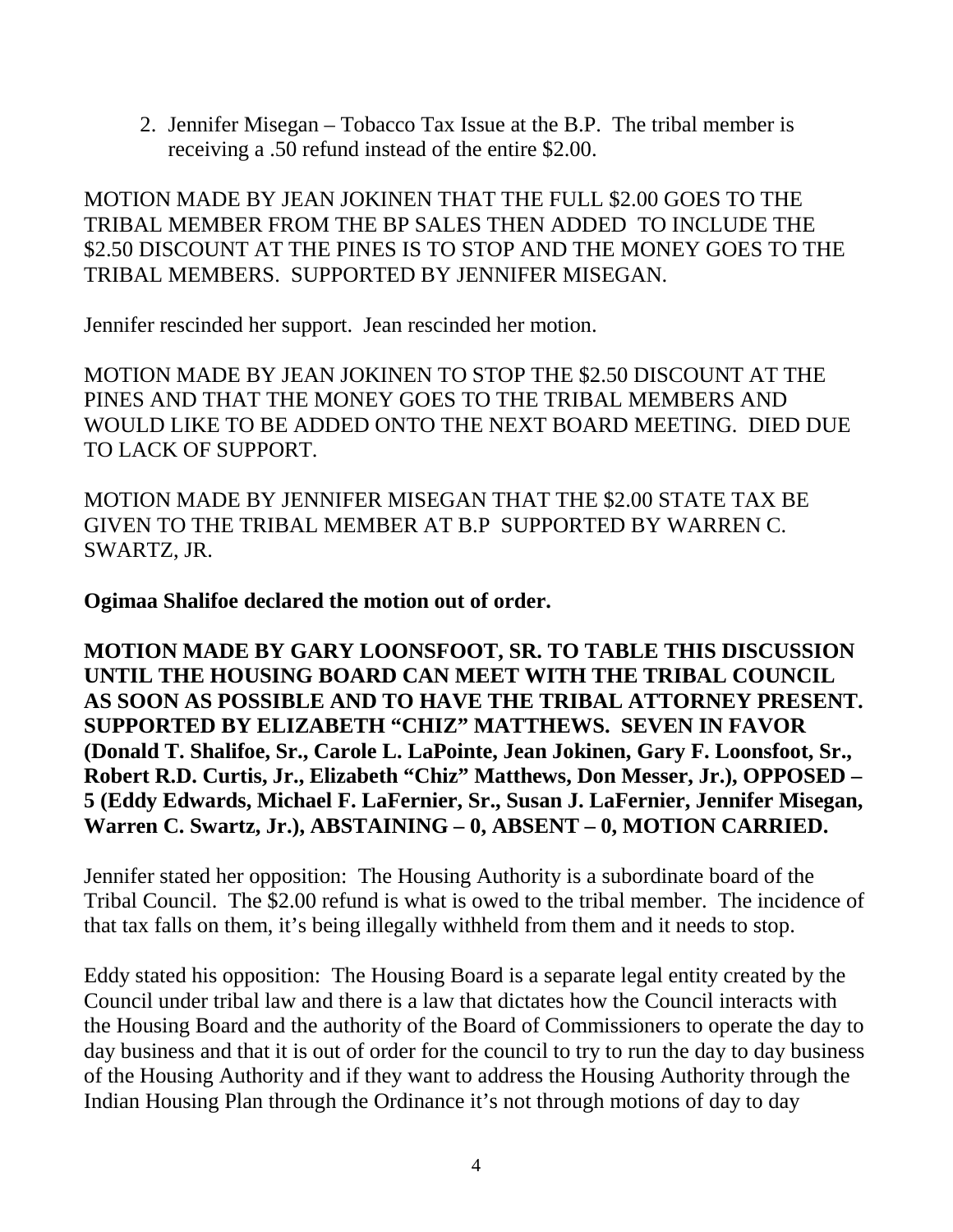2. Jennifer Misegan – Tobacco Tax Issue at the B.P. The tribal member is receiving a .50 refund instead of the entire $2.00.

MOTION MADE BY JEAN JOKINEN THAT THE FULL $2.00 GOES TO THE TRIBAL MEMBER FROM THE BP SALES THEN ADDED TO INCLUDE THE $2.50 DISCOUNT AT THE PINES IS TO STOP AND THE MONEY GOES TO THE TRIBAL MEMBERS. SUPPORTED BY JENNIFER MISEGAN.

Jennifer rescinded her support. Jean rescinded her motion.

MOTION MADE BY JEAN JOKINEN TO STOP THE $2.50 DISCOUNT AT THE PINES AND THAT THE MONEY GOES TO THE TRIBAL MEMBERS AND WOULD LIKE TO BE ADDED ONTO THE NEXT BOARD MEETING. DIED DUE TO LACK OF SUPPORT.

MOTION MADE BY JENNIFER MISEGAN THAT THE $2.00 STATE TAX BE GIVEN TO THE TRIBAL MEMBER AT B.P SUPPORTED BY WARREN C. SWARTZ, JR.

**Ogimaa Shalifoe declared the motion out of order.**

**MOTION MADE BY GARY LOONSFOOT, SR. TO TABLE THIS DISCUSSION UNTIL THE HOUSING BOARD CAN MEET WITH THE TRIBAL COUNCIL AS SOON AS POSSIBLE AND TO HAVE THE TRIBAL ATTORNEY PRESENT. SUPPORTED BY ELIZABETH "CHIZ" MATTHEWS. SEVEN IN FAVOR (Donald T. Shalifoe, Sr., Carole L. LaPointe, Jean Jokinen, Gary F. Loonsfoot, Sr., Robert R.D. Curtis, Jr., Elizabeth "Chiz" Matthews, Don Messer, Jr.), OPPOSED – 5 (Eddy Edwards, Michael F. LaFernier, Sr., Susan J. LaFernier, Jennifer Misegan, Warren C. Swartz, Jr.), ABSTAINING – 0, ABSENT – 0, MOTION CARRIED.**

Jennifer stated her opposition: The Housing Authority is a subordinate board of the Tribal Council. The $2.00 refund is what is owed to the tribal member. The incidence of that tax falls on them, it's being illegally withheld from them and it needs to stop.

Eddy stated his opposition: The Housing Board is a separate legal entity created by the Council under tribal law and there is a law that dictates how the Council interacts with the Housing Board and the authority of the Board of Commissioners to operate the day to day business and that it is out of order for the council to try to run the day to day business of the Housing Authority and if they want to address the Housing Authority through the Indian Housing Plan through the Ordinance it's not through motions of day to day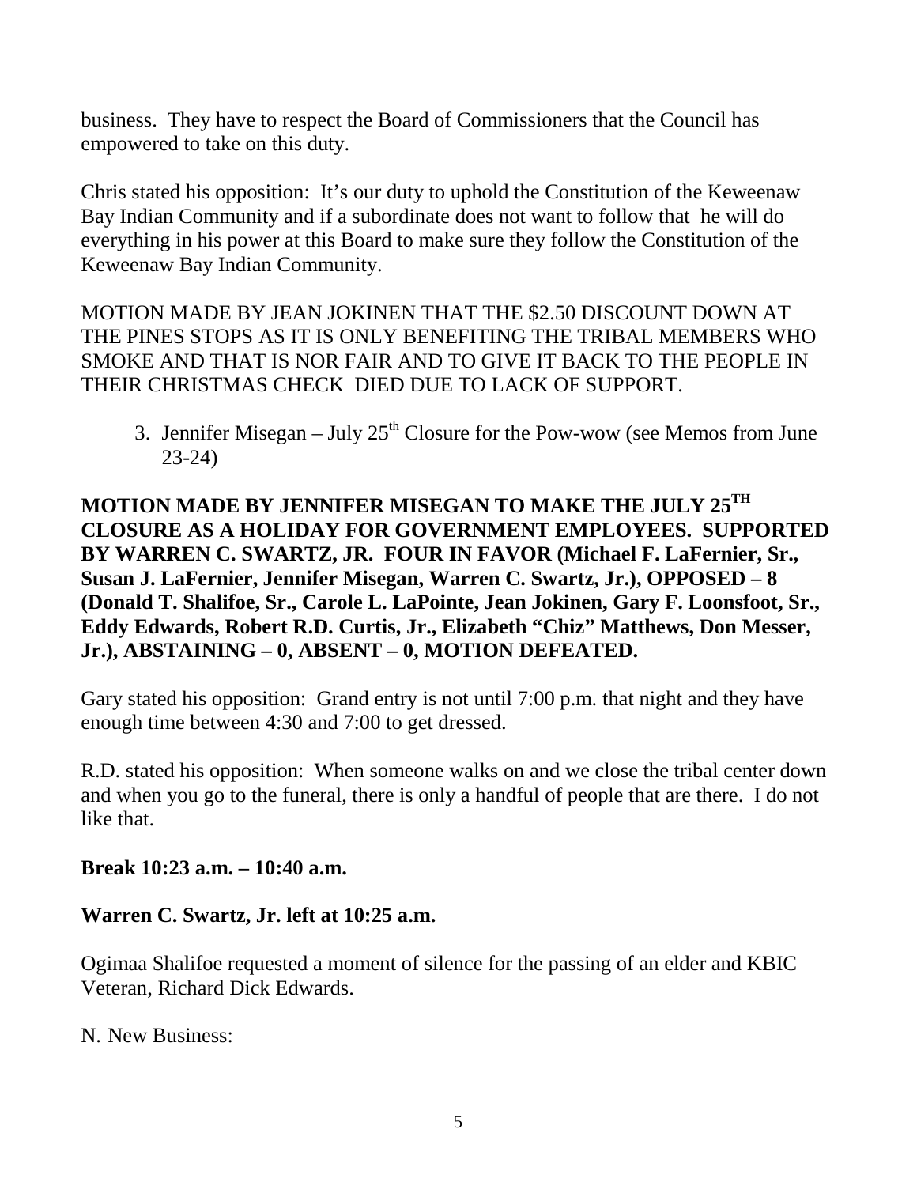business. They have to respect the Board of Commissioners that the Council has empowered to take on this duty.

Chris stated his opposition: It's our duty to uphold the Constitution of the Keweenaw Bay Indian Community and if a subordinate does not want to follow that he will do everything in his power at this Board to make sure they follow the Constitution of the Keweenaw Bay Indian Community.

MOTION MADE BY JEAN JOKINEN THAT THE $2.50 DISCOUNT DOWN AT THE PINES STOPS AS IT IS ONLY BENEFITING THE TRIBAL MEMBERS WHO SMOKE AND THAT IS NOR FAIR AND TO GIVE IT BACK TO THE PEOPLE IN THEIR CHRISTMAS CHECK DIED DUE TO LACK OF SUPPORT.

3. Jennifer Misegan – July 25th Closure for the Pow-wow (see Memos from June 23-24)

**MOTION MADE BY JENNIFER MISEGAN TO MAKE THE JULY 25TH CLOSURE AS A HOLIDAY FOR GOVERNMENT EMPLOYEES. SUPPORTED BY WARREN C. SWARTZ, JR. FOUR IN FAVOR (Michael F. LaFernier, Sr., Susan J. LaFernier, Jennifer Misegan, Warren C. Swartz, Jr.), OPPOSED – 8 (Donald T. Shalifoe, Sr., Carole L. LaPointe, Jean Jokinen, Gary F. Loonsfoot, Sr., Eddy Edwards, Robert R.D. Curtis, Jr., Elizabeth "Chiz" Matthews, Don Messer, Jr.), ABSTAINING – 0, ABSENT – 0, MOTION DEFEATED.**

Gary stated his opposition: Grand entry is not until 7:00 p.m. that night and they have enough time between 4:30 and 7:00 to get dressed.

R.D. stated his opposition: When someone walks on and we close the tribal center down and when you go to the funeral, there is only a handful of people that are there. I do not like that.

**Break 10:23 a.m. – 10:40 a.m.**

**Warren C. Swartz, Jr. left at 10:25 a.m.**

Ogimaa Shalifoe requested a moment of silence for the passing of an elder and KBIC Veteran, Richard Dick Edwards.

N. New Business: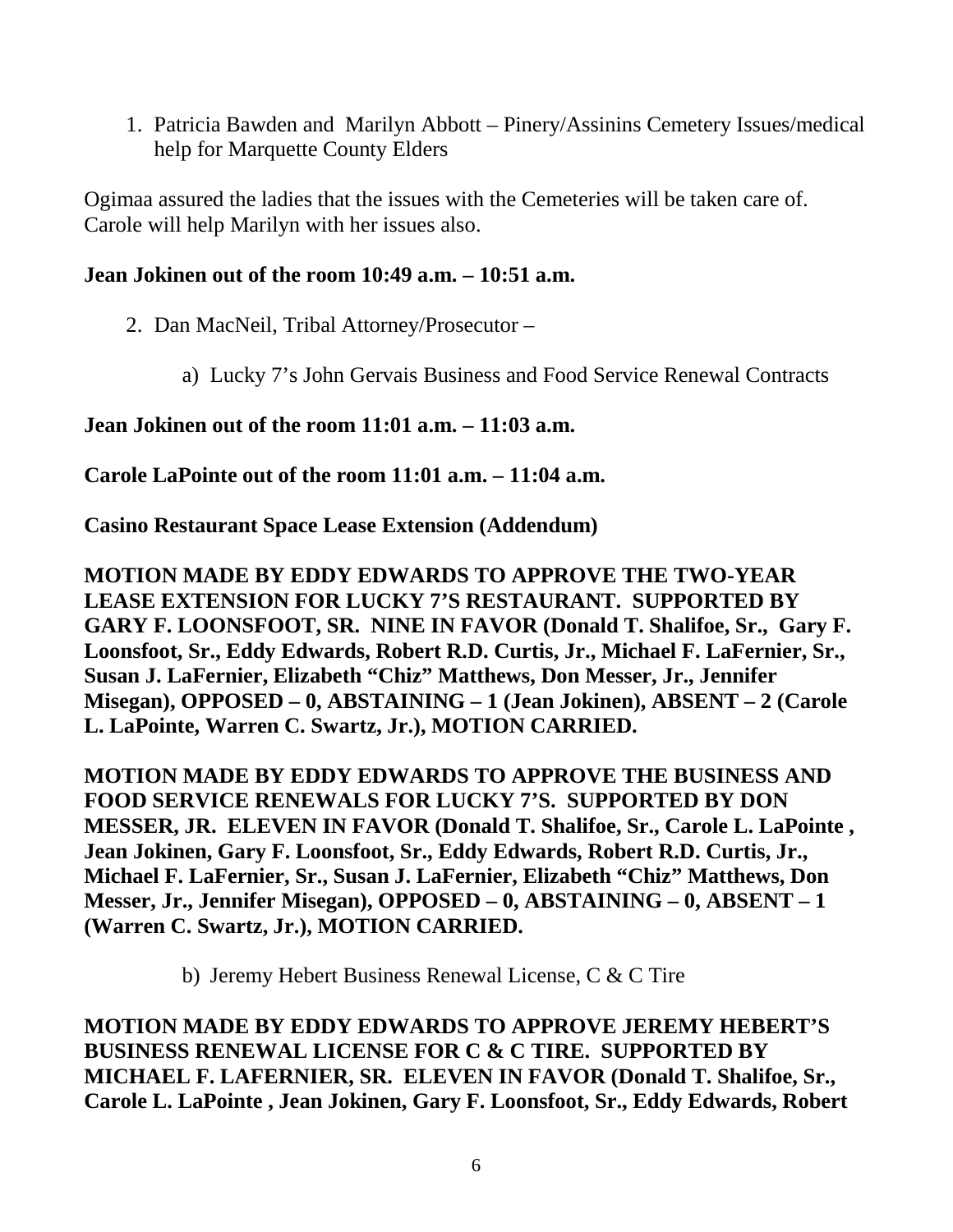1. Patricia Bawden and Marilyn Abbott – Pinery/Assinins Cemetery Issues/medical help for Marquette County Elders

Ogimaa assured the ladies that the issues with the Cemeteries will be taken care of. Carole will help Marilyn with her issues also.

**Jean Jokinen out of the room 10:49 a.m. – 10:51 a.m.**

2. Dan MacNeil, Tribal Attorney/Prosecutor –

   a) Lucky 7's John Gervais Business and Food Service Renewal Contracts

**Jean Jokinen out of the room 11:01 a.m. – 11:03 a.m.**

**Carole LaPointe out of the room 11:01 a.m. – 11:04 a.m.**

**Casino Restaurant Space Lease Extension (Addendum)**

**MOTION MADE BY EDDY EDWARDS TO APPROVE THE TWO-YEAR LEASE EXTENSION FOR LUCKY 7'S RESTAURANT. SUPPORTED BY GARY F. LOONSFOOT, SR. NINE IN FAVOR (Donald T. Shalifoe, Sr., Gary F. Loonsfoot, Sr., Eddy Edwards, Robert R.D. Curtis, Jr., Michael F. LaFernier, Sr., Susan J. LaFernier, Elizabeth "Chiz" Matthews, Don Messer, Jr., Jennifer Misegan), OPPOSED – 0, ABSTAINING – 1 (Jean Jokinen), ABSENT – 2 (Carole L. LaPointe, Warren C. Swartz, Jr.), MOTION CARRIED.**

**MOTION MADE BY EDDY EDWARDS TO APPROVE THE BUSINESS AND FOOD SERVICE RENEWALS FOR LUCKY 7'S. SUPPORTED BY DON MESSER, JR. ELEVEN IN FAVOR (Donald T. Shalifoe, Sr., Carole L. LaPointe , Jean Jokinen, Gary F. Loonsfoot, Sr., Eddy Edwards, Robert R.D. Curtis, Jr., Michael F. LaFernier, Sr., Susan J. LaFernier, Elizabeth "Chiz" Matthews, Don Messer, Jr., Jennifer Misegan), OPPOSED – 0, ABSTAINING – 0, ABSENT – 1 (Warren C. Swartz, Jr.), MOTION CARRIED.**

   b) Jeremy Hebert Business Renewal License, C & C Tire

**MOTION MADE BY EDDY EDWARDS TO APPROVE JEREMY HEBERT'S BUSINESS RENEWAL LICENSE FOR C & C TIRE. SUPPORTED BY MICHAEL F. LAFERNIER, SR. ELEVEN IN FAVOR (Donald T. Shalifoe, Sr., Carole L. LaPointe , Jean Jokinen, Gary F. Loonsfoot, Sr., Eddy Edwards, Robert**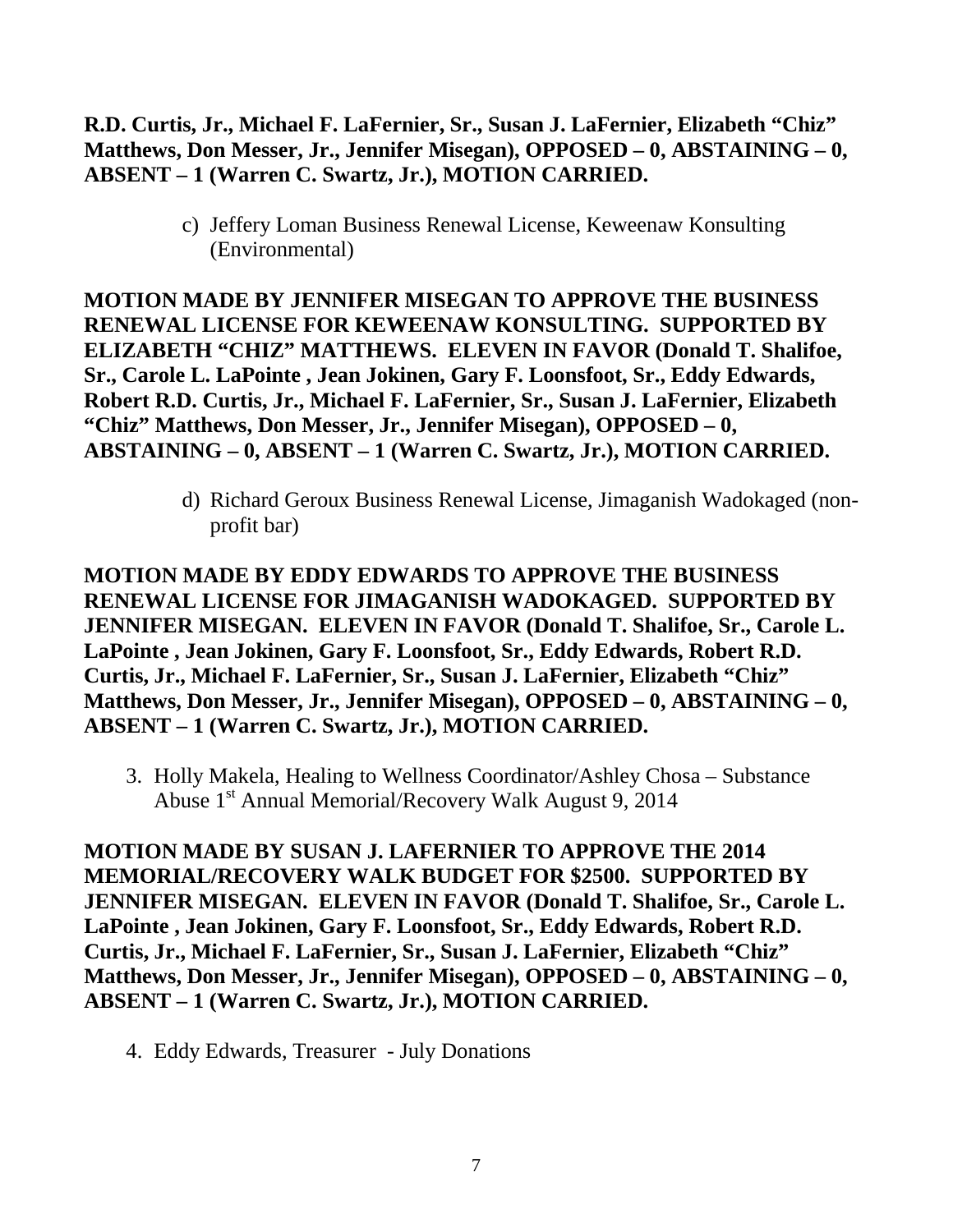**R.D. Curtis, Jr., Michael F. LaFernier, Sr., Susan J. LaFernier, Elizabeth "Chiz" Matthews, Don Messer, Jr., Jennifer Misegan), OPPOSED – 0, ABSTAINING – 0, ABSENT – 1 (Warren C. Swartz, Jr.), MOTION CARRIED.**

c) Jeffery Loman Business Renewal License, Keweenaw Konsulting (Environmental)

**MOTION MADE BY JENNIFER MISEGAN TO APPROVE THE BUSINESS RENEWAL LICENSE FOR KEWEENAW KONSULTING. SUPPORTED BY ELIZABETH "CHIZ" MATTHEWS. ELEVEN IN FAVOR (Donald T. Shalifoe, Sr., Carole L. LaPointe , Jean Jokinen, Gary F. Loonsfoot, Sr., Eddy Edwards, Robert R.D. Curtis, Jr., Michael F. LaFernier, Sr., Susan J. LaFernier, Elizabeth "Chiz" Matthews, Don Messer, Jr., Jennifer Misegan), OPPOSED – 0, ABSTAINING – 0, ABSENT – 1 (Warren C. Swartz, Jr.), MOTION CARRIED.**

d) Richard Geroux Business Renewal License, Jimaganish Wadokaged (non-profit bar)

**MOTION MADE BY EDDY EDWARDS TO APPROVE THE BUSINESS RENEWAL LICENSE FOR JIMAGANISH WADOKAGED. SUPPORTED BY JENNIFER MISEGAN. ELEVEN IN FAVOR (Donald T. Shalifoe, Sr., Carole L. LaPointe , Jean Jokinen, Gary F. Loonsfoot, Sr., Eddy Edwards, Robert R.D. Curtis, Jr., Michael F. LaFernier, Sr., Susan J. LaFernier, Elizabeth "Chiz" Matthews, Don Messer, Jr., Jennifer Misegan), OPPOSED – 0, ABSTAINING – 0, ABSENT – 1 (Warren C. Swartz, Jr.), MOTION CARRIED.**

3. Holly Makela, Healing to Wellness Coordinator/Ashley Chosa – Substance Abuse 1st Annual Memorial/Recovery Walk August 9, 2014

**MOTION MADE BY SUSAN J. LAFERNIER TO APPROVE THE 2014 MEMORIAL/RECOVERY WALK BUDGET FOR $2500. SUPPORTED BY JENNIFER MISEGAN. ELEVEN IN FAVOR (Donald T. Shalifoe, Sr., Carole L. LaPointe , Jean Jokinen, Gary F. Loonsfoot, Sr., Eddy Edwards, Robert R.D. Curtis, Jr., Michael F. LaFernier, Sr., Susan J. LaFernier, Elizabeth "Chiz" Matthews, Don Messer, Jr., Jennifer Misegan), OPPOSED – 0, ABSTAINING – 0, ABSENT – 1 (Warren C. Swartz, Jr.), MOTION CARRIED.**

4. Eddy Edwards, Treasurer - July Donations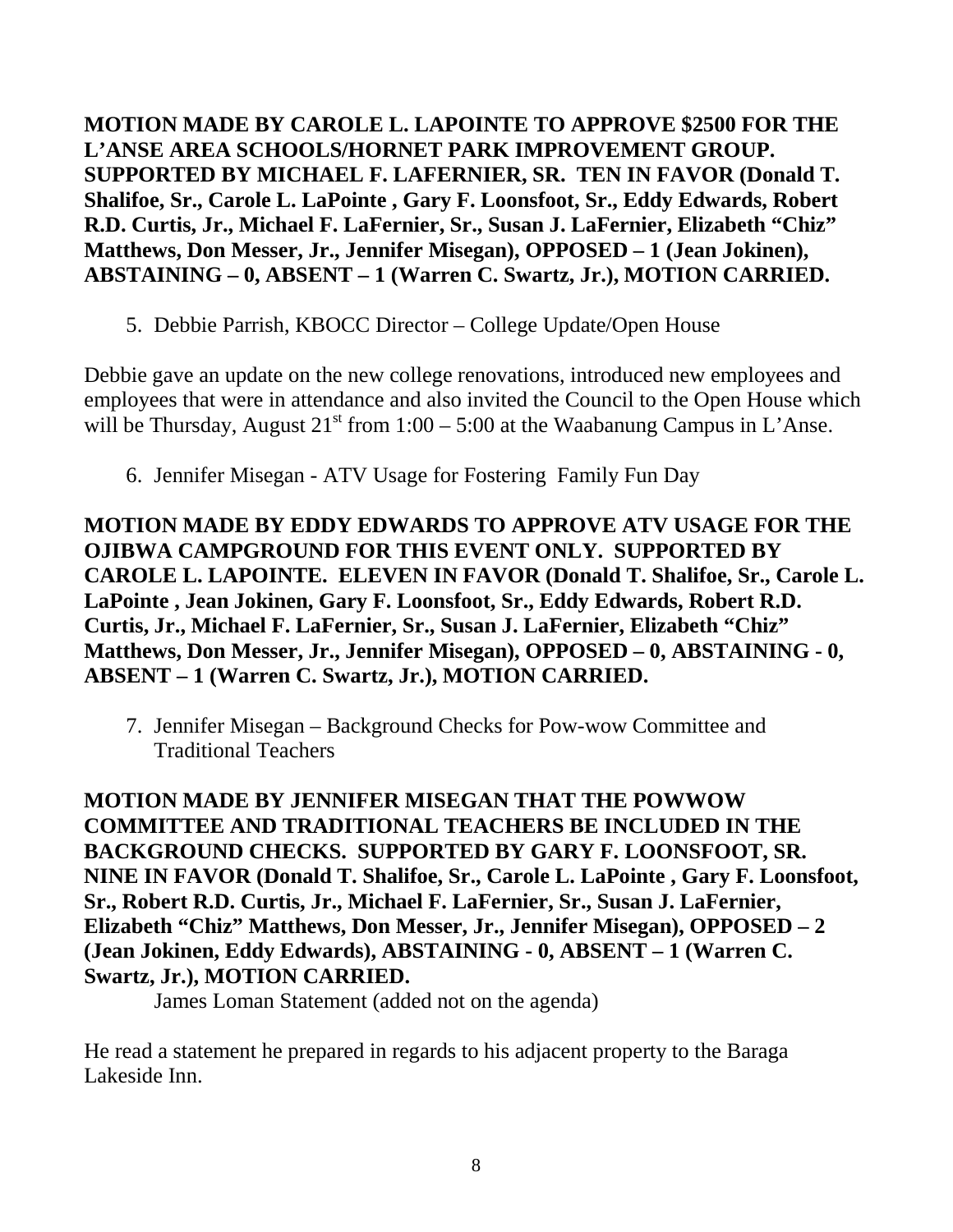**MOTION MADE BY CAROLE L. LAPOINTE TO APPROVE $2500 FOR THE L'ANSE AREA SCHOOLS/HORNET PARK IMPROVEMENT GROUP. SUPPORTED BY MICHAEL F. LAFERNIER, SR. TEN IN FAVOR (Donald T. Shalifoe, Sr., Carole L. LaPointe , Gary F. Loonsfoot, Sr., Eddy Edwards, Robert R.D. Curtis, Jr., Michael F. LaFernier, Sr., Susan J. LaFernier, Elizabeth "Chiz" Matthews, Don Messer, Jr., Jennifer Misegan), OPPOSED – 1 (Jean Jokinen), ABSTAINING – 0, ABSENT – 1 (Warren C. Swartz, Jr.), MOTION CARRIED.**

5. Debbie Parrish, KBOCC Director – College Update/Open House

Debbie gave an update on the new college renovations, introduced new employees and employees that were in attendance and also invited the Council to the Open House which will be Thursday, August 21st from 1:00 – 5:00 at the Waabanung Campus in L'Anse.

6. Jennifer Misegan - ATV Usage for Fostering Family Fun Day

**MOTION MADE BY EDDY EDWARDS TO APPROVE ATV USAGE FOR THE OJIBWA CAMPGROUND FOR THIS EVENT ONLY. SUPPORTED BY CAROLE L. LAPOINTE. ELEVEN IN FAVOR (Donald T. Shalifoe, Sr., Carole L. LaPointe , Jean Jokinen, Gary F. Loonsfoot, Sr., Eddy Edwards, Robert R.D. Curtis, Jr., Michael F. LaFernier, Sr., Susan J. LaFernier, Elizabeth "Chiz" Matthews, Don Messer, Jr., Jennifer Misegan), OPPOSED – 0, ABSTAINING - 0, ABSENT – 1 (Warren C. Swartz, Jr.), MOTION CARRIED.**

7. Jennifer Misegan – Background Checks for Pow-wow Committee and Traditional Teachers

**MOTION MADE BY JENNIFER MISEGAN THAT THE POWWOW COMMITTEE AND TRADITIONAL TEACHERS BE INCLUDED IN THE BACKGROUND CHECKS. SUPPORTED BY GARY F. LOONSFOOT, SR. NINE IN FAVOR (Donald T. Shalifoe, Sr., Carole L. LaPointe , Gary F. Loonsfoot, Sr., Robert R.D. Curtis, Jr., Michael F. LaFernier, Sr., Susan J. LaFernier, Elizabeth "Chiz" Matthews, Don Messer, Jr., Jennifer Misegan), OPPOSED – 2 (Jean Jokinen, Eddy Edwards), ABSTAINING - 0, ABSENT – 1 (Warren C. Swartz, Jr.), MOTION CARRIED.**

James Loman Statement (added not on the agenda)

He read a statement he prepared in regards to his adjacent property to the Baraga Lakeside Inn.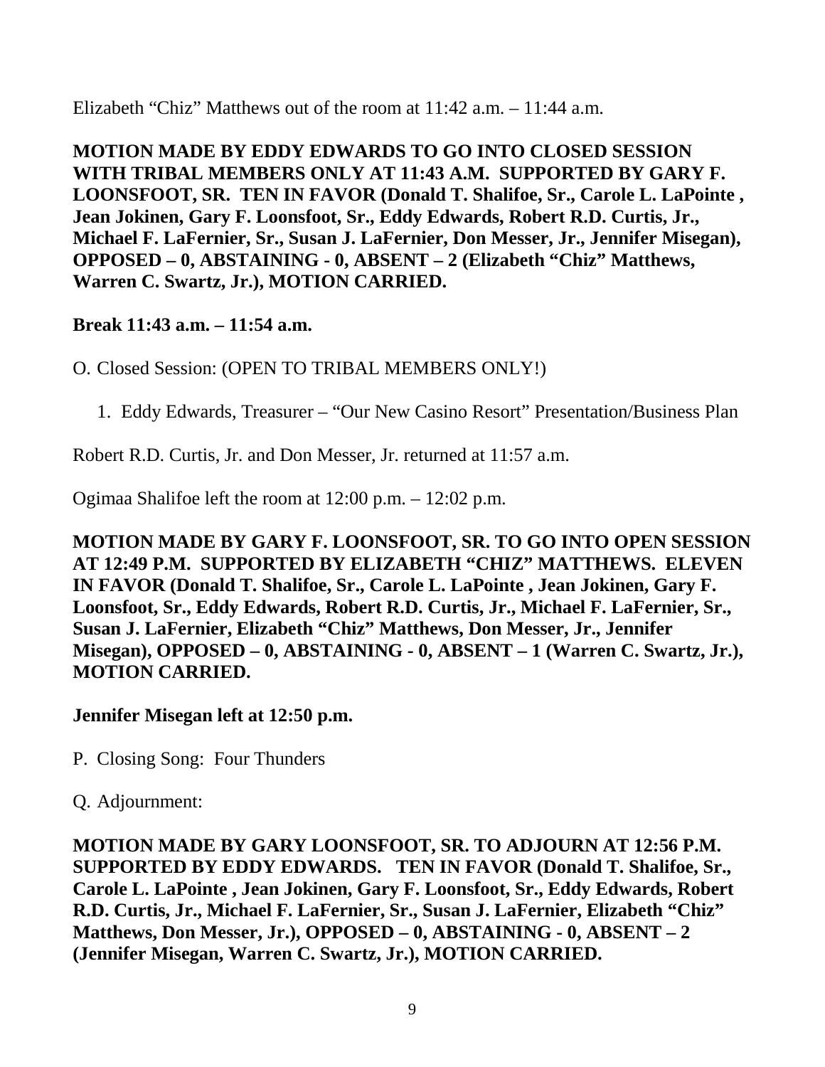Elizabeth “Chiz” Matthews out of the room at 11:42 a.m. – 11:44 a.m.

**MOTION MADE BY EDDY EDWARDS TO GO INTO CLOSED SESSION WITH TRIBAL MEMBERS ONLY AT 11:43 A.M. SUPPORTED BY GARY F. LOONSFOOT, SR. TEN IN FAVOR (Donald T. Shalifoe, Sr., Carole L. LaPointe , Jean Jokinen, Gary F. Loonsfoot, Sr., Eddy Edwards, Robert R.D. Curtis, Jr., Michael F. LaFernier, Sr., Susan J. LaFernier, Don Messer, Jr., Jennifer Misegan), OPPOSED – 0, ABSTAINING - 0, ABSENT – 2 (Elizabeth “Chiz” Matthews, Warren C. Swartz, Jr.), MOTION CARRIED.**

**Break 11:43 a.m. – 11:54 a.m.**

O. Closed Session: (OPEN TO TRIBAL MEMBERS ONLY!)

1. Eddy Edwards, Treasurer – “Our New Casino Resort” Presentation/Business Plan

Robert R.D. Curtis, Jr. and Don Messer, Jr. returned at 11:57 a.m.

Ogimaa Shalifoe left the room at 12:00 p.m. – 12:02 p.m.

**MOTION MADE BY GARY F. LOONSFOOT, SR. TO GO INTO OPEN SESSION AT 12:49 P.M. SUPPORTED BY ELIZABETH “CHIZ” MATTHEWS. ELEVEN IN FAVOR (Donald T. Shalifoe, Sr., Carole L. LaPointe , Jean Jokinen, Gary F. Loonsfoot, Sr., Eddy Edwards, Robert R.D. Curtis, Jr., Michael F. LaFernier, Sr., Susan J. LaFernier, Elizabeth “Chiz” Matthews, Don Messer, Jr., Jennifer Misegan), OPPOSED – 0, ABSTAINING - 0, ABSENT – 1 (Warren C. Swartz, Jr.), MOTION CARRIED.**

**Jennifer Misegan left at 12:50 p.m.**

P. Closing Song: Four Thunders

Q. Adjournment:

**MOTION MADE BY GARY LOONSFOOT, SR. TO ADJOURN AT 12:56 P.M. SUPPORTED BY EDDY EDWARDS. TEN IN FAVOR (Donald T. Shalifoe, Sr., Carole L. LaPointe , Jean Jokinen, Gary F. Loonsfoot, Sr., Eddy Edwards, Robert R.D. Curtis, Jr., Michael F. LaFernier, Sr., Susan J. LaFernier, Elizabeth “Chiz” Matthews, Don Messer, Jr.), OPPOSED – 0, ABSTAINING - 0, ABSENT – 2 (Jennifer Misegan, Warren C. Swartz, Jr.), MOTION CARRIED.**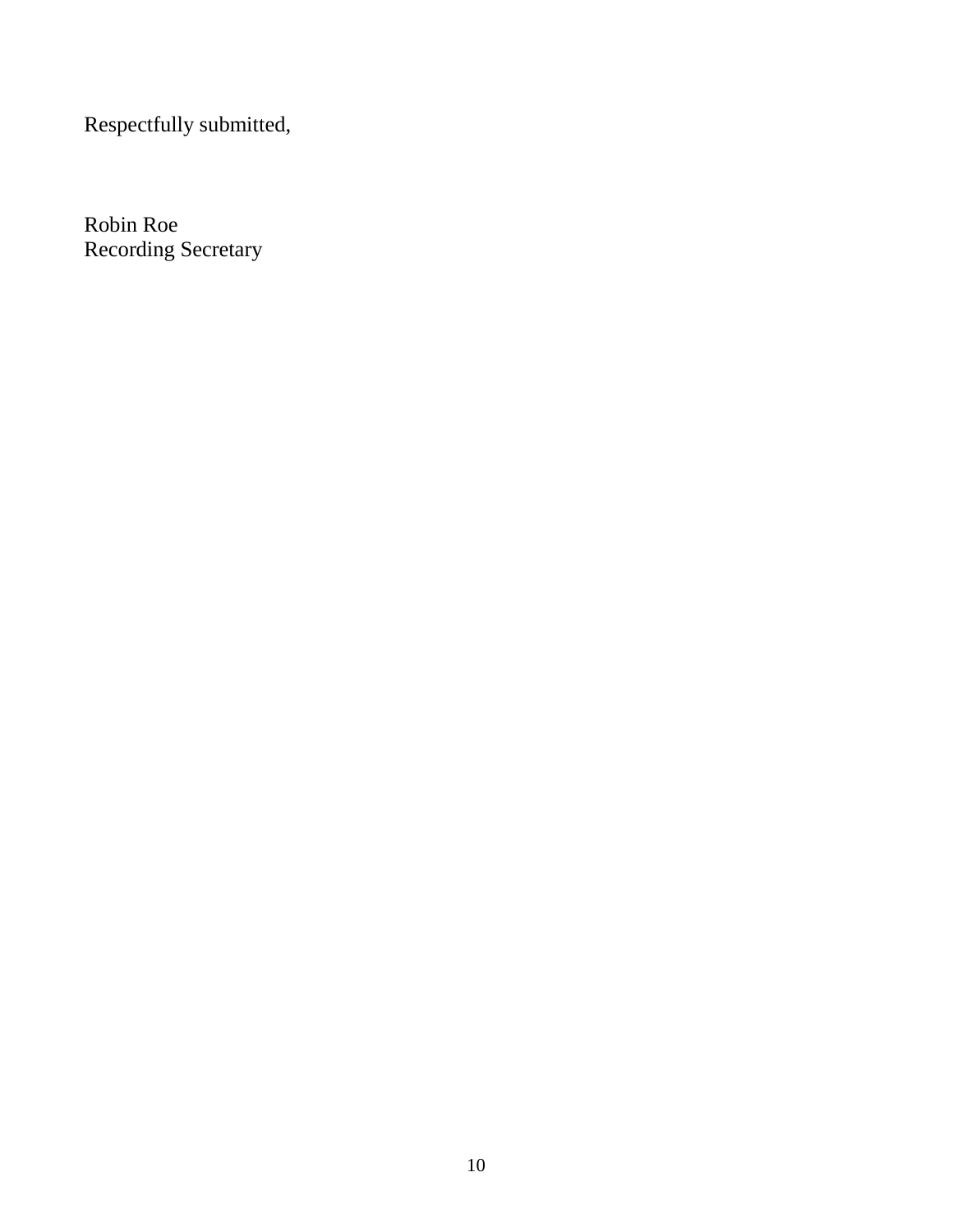Respectfully submitted,

Robin Roe
Recording Secretary